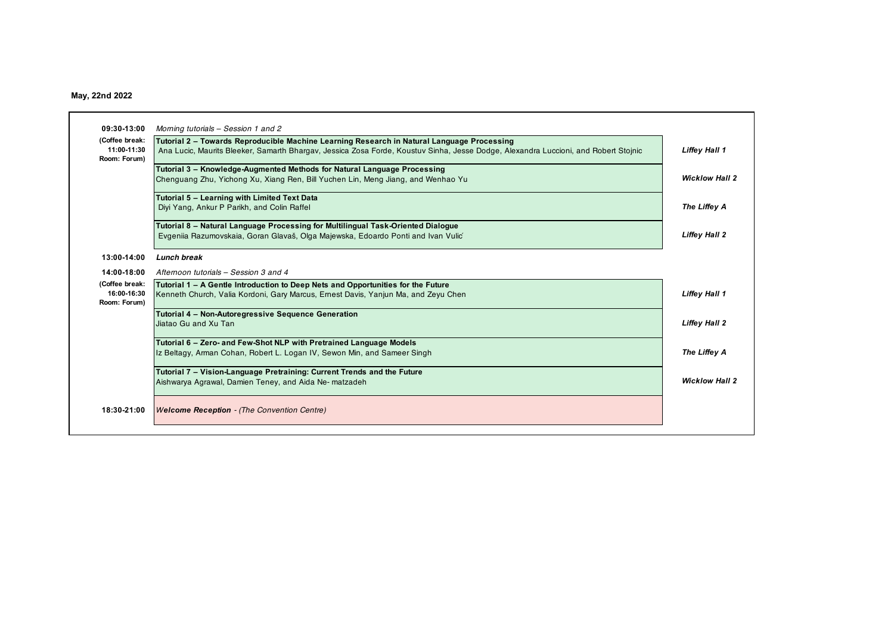**May, 22nd 2022**

| Time | Session | Room |
|---|---|---|
| **09:30-13:00** (Coffee break: 11:00-11:30 Room: Forum) | *Morning tutorials – Session 1 and 2* | |
| | **Tutorial 2 – Towards Reproducible Machine Learning Research in Natural Language Processing** Ana Lucic, Maurits Bleeker, Samarth Bhargav, Jessica Zosa Forde, Koustuv Sinha, Jesse Dodge, Alexandra Luccioni, and Robert Stojnic | ***Liffey Hall 1*** |
| | **Tutorial 3 – Knowledge-Augmented Methods for Natural Language Processing** Chenguang Zhu, Yichong Xu, Xiang Ren, Bill Yuchen Lin, Meng Jiang, and Wenhao Yu | ***Wicklow Hall 2*** |
| | **Tutorial 5 – Learning with Limited Text Data** Diyi Yang, Ankur P Parikh, and Colin Raffel | ***The Liffey A*** |
| | **Tutorial 8 – Natural Language Processing for Multilingual Task-Oriented Dialogue** Evgeniia Razumovskaia, Goran Glavaš, Olga Majewska, Edoardo Ponti and Ivan Vulić | ***Liffey Hall 2*** |
| **13:00-14:00** | ***Lunch break*** | |
| **14:00-18:00** (Coffee break: 16:00-16:30 Room: Forum) | *Afternoon tutorials – Session 3 and 4* | |
| | **Tutorial 1 – A Gentle Introduction to Deep Nets and Opportunities for the Future** Kenneth Church, Valia Kordoni, Gary Marcus, Ernest Davis, Yanjun Ma, and Zeyu Chen | ***Liffey Hall 1*** |
| | **Tutorial 4 – Non-Autoregressive Sequence Generation** Jiatao Gu and Xu Tan | ***Liffey Hall 2*** |
| | **Tutorial 6 – Zero- and Few-Shot NLP with Pretrained Language Models** Iz Beltagy, Arman Cohan, Robert L. Logan IV, Sewon Min, and Sameer Singh | ***The Liffey A*** |
| | **Tutorial 7 – Vision-Language Pretraining: Current Trends and the Future** Aishwarya Agrawal, Damien Teney, and Aida Ne- matzadeh | ***Wicklow Hall 2*** |
| **18:30-21:00** | ***Welcome Reception** - (The Convention Centre)* | |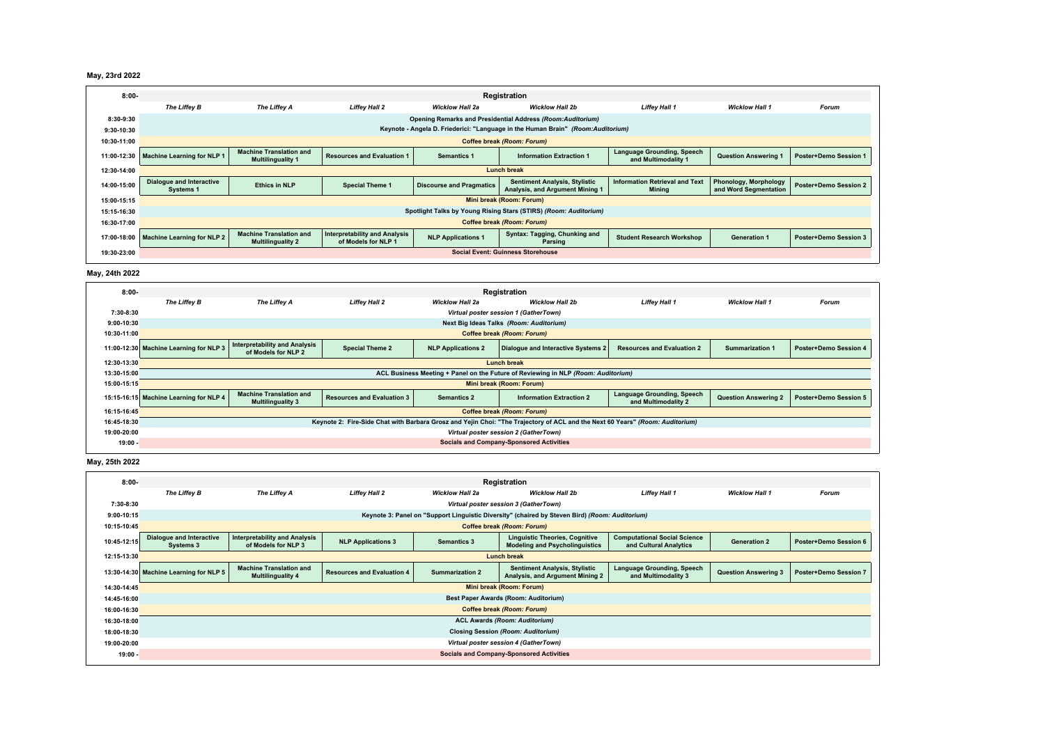**May, 23rd 2022**

| 8:00- | Registration | | | | | | | |
|---|---|---|---|---|---|---|---|---|
| | *The Liffey B* | *The Liffey A* | *Liffey Hall 2* | *Wicklow Hall 2a* | *Wicklow Hall 2b* | *Liffey Hall 1* | *Wicklow Hall 1* | *Forum* |
| 8:30-9:30 | Opening Remarks and Presidential Address *(Room:Auditorium)* | | | | | | | |
| 9:30-10:30 | Keynote - Angela D. Friederici: "Language in the Human Brain" *(Room:Auditorium)* | | | | | | | |
| 10:30-11:00 | Coffee break *(Room: Forum)* | | | | | | | |
| 11:00-12:30 | Machine Learning for NLP 1 | Machine Translation and Multilinguality 1 | Resources and Evaluation 1 | Semantics 1 | Information Extraction 1 | Language Grounding, Speech and Multimodality 1 | Question Answering 1 | Poster+Demo Session 1 |
| 12:30-14:00 | Lunch break | | | | | | | |
| 14:00-15:00 | Dialogue and Interactive Systems 1 | Ethics in NLP | Special Theme 1 | Discourse and Pragmatics | Sentiment Analysis, Stylistic Analysis, and Argument Mining 1 | Information Retrieval and Text Mining | Phonology, Morphology and Word Segmentation | Poster+Demo Session 2 |
| 15:00-15:15 | Mini break (Room: Forum) | | | | | | | |
| 15:15-16:30 | Spotlight Talks by Young Rising Stars (STIRS) *(Room: Auditorium)* | | | | | | | |
| 16:30-17:00 | Coffee break *(Room: Forum)* | | | | | | | |
| 17:00-18:00 | Machine Learning for NLP 2 | Machine Translation and Multilinguality 2 | Interpretability and Analysis of Models for NLP 1 | NLP Applications 1 | Syntax: Tagging, Chunking and Parsing | Student Research Workshop | Generation 1 | Poster+Demo Session 3 |
| 19:30-23:00 | Social Event: Guinness Storehouse | | | | | | | |

**May, 24th 2022**

| 8:00- | Registration | | | | | | | |
|---|---|---|---|---|---|---|---|---|
| | *The Liffey B* | *The Liffey A* | *Liffey Hall 2* | *Wicklow Hall 2a* | *Wicklow Hall 2b* | *Liffey Hall 1* | *Wicklow Hall 1* | *Forum* |
| 7:30-8:30 | *Virtual poster session 1 (GatherTown)* | | | | | | | |
| 9:00-10:30 | Next Big Ideas Talks *(Room: Auditorium)* | | | | | | | |
| 10:30-11:00 | Coffee break *(Room: Forum)* | | | | | | | |
| 11:00-12:30 | Machine Learning for NLP 3 | Interpretability and Analysis of Models for NLP 2 | Special Theme 2 | NLP Applications 2 | Dialogue and Interactive Systems 2 | Resources and Evaluation 2 | Summarization 1 | Poster+Demo Session 4 |
| 12:30-13:30 | Lunch break | | | | | | | |
| 13:30-15:00 | ACL Business Meeting + Panel on the Future of Reviewing in NLP *(Room: Auditorium)* | | | | | | | |
| 15:00-15:15 | Mini break (Room: Forum) | | | | | | | |
| 15:15-16:15 | Machine Learning for NLP 4 | Machine Translation and Multilinguality 3 | Resources and Evaluation 3 | Semantics 2 | Information Extraction 2 | Language Grounding, Speech and Multimodality 2 | Question Answering 2 | Poster+Demo Session 5 |
| 16:15-16:45 | Coffee break *(Room: Forum)* | | | | | | | |
| 16:45-18:30 | Keynote 2: Fire-Side Chat with Barbara Grosz and Yejin Choi: "The Trajectory of ACL and the Next 60 Years" *(Room: Auditorium)* | | | | | | | |
| 19:00-20:00 | *Virtual poster session 2 (GatherTown)* | | | | | | | |
| 19:00 - | Socials and Company-Sponsored Activities | | | | | | | |

**May, 25th 2022**

| 8:00- | Registration | | | | | | | |
|---|---|---|---|---|---|---|---|---|
| | *The Liffey B* | *The Liffey A* | *Liffey Hall 2* | *Wicklow Hall 2a* | *Wicklow Hall 2b* | *Liffey Hall 1* | *Wicklow Hall 1* | *Forum* |
| 7:30-8:30 | *Virtual poster session 3 (GatherTown)* | | | | | | | |
| 9:00-10:15 | Keynote 3: Panel on "Support Linguistic Diversity" (chaired by Steven Bird) *(Room: Auditorium)* | | | | | | | |
| 10:15-10:45 | Coffee break *(Room: Forum)* | | | | | | | |
| 10:45-12:15 | Dialogue and Interactive Systems 3 | Interpretability and Analysis of Models for NLP 3 | NLP Applications 3 | Semantics 3 | Linguistic Theories, Cognitive Modeling and Psycholinguistics | Computational Social Science and Cultural Analytics | Generation 2 | Poster+Demo Session 6 |
| 12:15-13:30 | Lunch break | | | | | | | |
| 13:30-14:30 | Machine Learning for NLP 5 | Machine Translation and Multilinguality 4 | Resources and Evaluation 4 | Summarization 2 | Sentiment Analysis, Stylistic Analysis, and Argument Mining 2 | Language Grounding, Speech and Multimodality 3 | Question Answering 3 | Poster+Demo Session 7 |
| 14:30-14:45 | Mini break (Room: Forum) | | | | | | | |
| 14:45-16:00 | Best Paper Awards (Room: Auditorium) | | | | | | | |
| 16:00-16:30 | Coffee break *(Room: Forum)* | | | | | | | |
| 16:30-18:00 | ACL Awards *(Room: Auditorium)* | | | | | | | |
| 18:00-18:30 | Closing Session *(Room: Auditorium)* | | | | | | | |
| 19:00-20:00 | *Virtual poster session 4 (GatherTown)* | | | | | | | |
| 19:00 - | Socials and Company-Sponsored Activities | | | | | | | |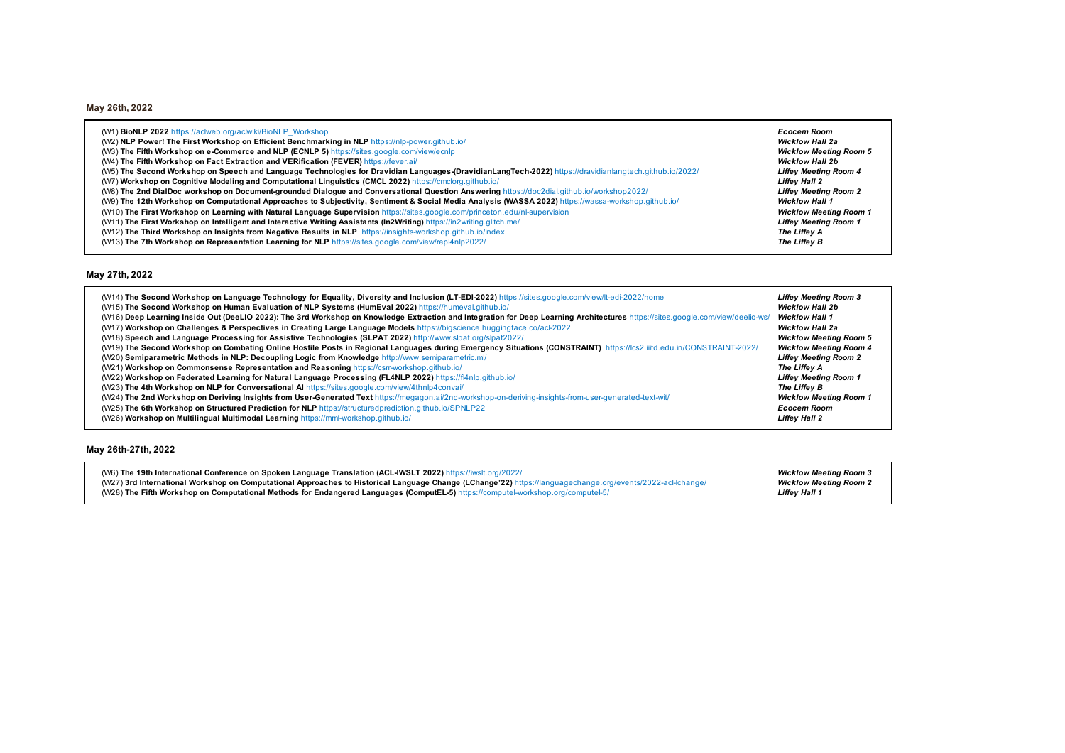**May 26th, 2022**

| | |
|---|---|
| (W1) **BioNLP 2022** https://aclweb.org/aclwiki/BioNLP_Workshop | ***Ecocem Room*** |
| (W2) **NLP Power! The First Workshop on Efficient Benchmarking in NLP** https://nlp-power.github.io/ | ***Wicklow Hall 2a*** |
| (W3) **The Fifth Workshop on e-Commerce and NLP (ECNLP 5)** https://sites.google.com/view/ecnlp | ***Wicklow Meeting Room 5*** |
| (W4) **The Fifth Workshop on Fact Extraction and VERification (FEVER)** https://fever.ai/ | ***Wicklow Hall 2b*** |
| (W5) **The Second Workshop on Speech and Language Technologies for Dravidian Languages-(DravidianLangTech-2022)** https://dravidianlangtech.github.io/2022/ | ***Liffey Meeting Room 4*** |
| (W7) **Workshop on Cognitive Modeling and Computational Linguistics (CMCL 2022)** https://cmclorg.github.io/ | ***Liffey Hall 2*** |
| (W8) **The 2nd DialDoc workshop on Document-grounded Dialogue and Conversational Question Answering** https://doc2dial.github.io/workshop2022/ | ***Liffey Meeting Room 2*** |
| (W9) **The 12th Workshop on Computational Approaches to Subjectivity, Sentiment & Social Media Analysis (WASSA 2022)** https://wassa-workshop.github.io/ | ***Wicklow Hall 1*** |
| (W10) **The First Workshop on Learning with Natural Language Supervision** https://sites.google.com/princeton.edu/nl-supervision | ***Wicklow Meeting Room 1*** |
| (W11) **The First Workshop on Intelligent and Interactive Writing Assistants (In2Writing)** https://in2writing.glitch.me/ | ***Liffey Meeting Room 1*** |
| (W12) **The Third Workshop on Insights from Negative Results in NLP** https://insights-workshop.github.io/index | ***The Liffey A*** |
| (W13) **The 7th Workshop on Representation Learning for NLP** https://sites.google.com/view/repl4nlp2022/ | ***The Liffey B*** |

**May 27th, 2022**

| | |
|---|---|
| (W14) **The Second Workshop on Language Technology for Equality, Diversity and Inclusion (LT-EDI-2022)** https://sites.google.com/view/lt-edi-2022/home | ***Liffey Meeting Room 3*** |
| (W15) **The Second Workshop on Human Evaluation of NLP Systems (HumEval 2022)** https://humeval.github.io/ | ***Wicklow Hall 2b*** |
| (W16) **Deep Learning Inside Out (DeeLIO 2022): The 3rd Workshop on Knowledge Extraction and Integration for Deep Learning Architectures** https://sites.google.com/view/deelio-ws/ | ***Wicklow Hall 1*** |
| (W17) **Workshop on Challenges & Perspectives in Creating Large Language Models** https://bigscience.huggingface.co/acl-2022 | ***Wicklow Hall 2a*** |
| (W18) **Speech and Language Processing for Assistive Technologies (SLPAT 2022)** http://www.slpat.org/slpat2022/ | ***Wicklow Meeting Room 5*** |
| (W19) **The Second Workshop on Combating Online Hostile Posts in Regional Languages during Emergency Situations (CONSTRAINT)** https://lcs2.iiitd.edu.in/CONSTRAINT-2022/ | ***Wicklow Meeting Room 4*** |
| (W20) **Semiparametric Methods in NLP: Decoupling Logic from Knowledge** http://www.semiparametric.ml/ | ***Liffey Meeting Room 2*** |
| (W21) **Workshop on Commonsense Representation and Reasoning** https://csrr-workshop.github.io/ | ***The Liffey A*** |
| (W22) **Workshop on Federated Learning for Natural Language Processing (FL4NLP 2022)** https://fl4nlp.github.io/ | ***Liffey Meeting Room 1*** |
| (W23) **The 4th Workshop on NLP for Conversational AI** https://sites.google.com/view/4thnlp4convai/ | ***The Liffey B*** |
| (W24) **The 2nd Workshop on Deriving Insights from User-Generated Text** https://megagon.ai/2nd-workshop-on-deriving-insights-from-user-generated-text-wit/ | ***Wicklow Meeting Room 1*** |
| (W25) **The 6th Workshop on Structured Prediction for NLP** https://structuredprediction.github.io/SPNLP22 | ***Ecocem Room*** |
| (W26) **Workshop on Multilingual Multimodal Learning** https://mml-workshop.github.io/ | ***Liffey Hall 2*** |

**May 26th-27th, 2022**

| | |
|---|---|
| (W6) **The 19th International Conference on Spoken Language Translation (ACL-IWSLT 2022)** https://iwslt.org/2022/ | ***Wicklow Meeting Room 3*** |
| (W27) **3rd International Workshop on Computational Approaches to Historical Language Change (LChange'22)** https://languagechange.org/events/2022-acl-lchange/ | ***Wicklow Meeting Room 2*** |
| (W28) **The Fifth Workshop on Computational Methods for Endangered Languages (ComputEL-5)** https://computel-workshop.org/computel-5/ | ***Liffey Hall 1*** |